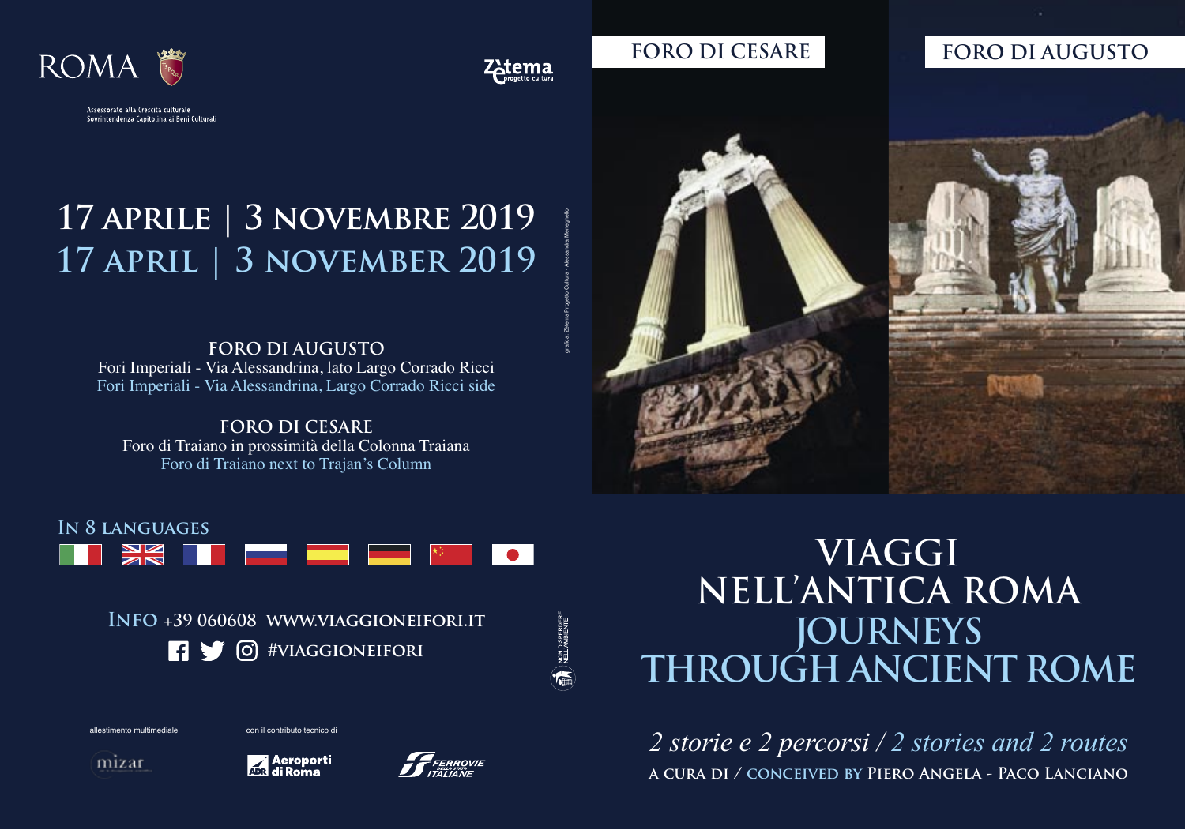ROMA

Assessorato alla Crescita culturale
Sovrintendenza Capitolina ai Beni Culturali

Zètema progetto cultura

# 17 APRILE | 3 NOVEMBRE 2019
# 17 APRIL | 3 NOVEMBER 2019

**FORO DI AUGUSTO**
Fori Imperiali - Via Alessandrina, lato Largo Corrado Ricci
Fori Imperiali - Via Alessandrina, Largo Corrado Ricci side

**FORO DI CESARE**
Foro di Traiano in prossimità della Colonna Traiana
Foro di Traiano next to Trajan's Column

IN 8 LANGUAGES

INFO +39 060608 WWW.VIAGGIONEIFORI.IT
#VIAGGIONEIFORI

grafica: Zètema Progetto Cultura - Alessandra Meneghello

NON DISPERDERE NELL'AMBIENTE

allestimento multimediale
mizar

con il contributo tecnico di
Aeroporti di Roma
Ferrovie dello Stato Italiane

FORO DI CESARE

FORO DI AUGUSTO

# VIAGGI NELL'ANTICA ROMA
# JOURNEYS THROUGH ANCIENT ROME

*2 storie e 2 percorsi / 2 stories and 2 routes*

A CURA DI / CONCEIVED BY PIERO ANGELA - PACO LANCIANO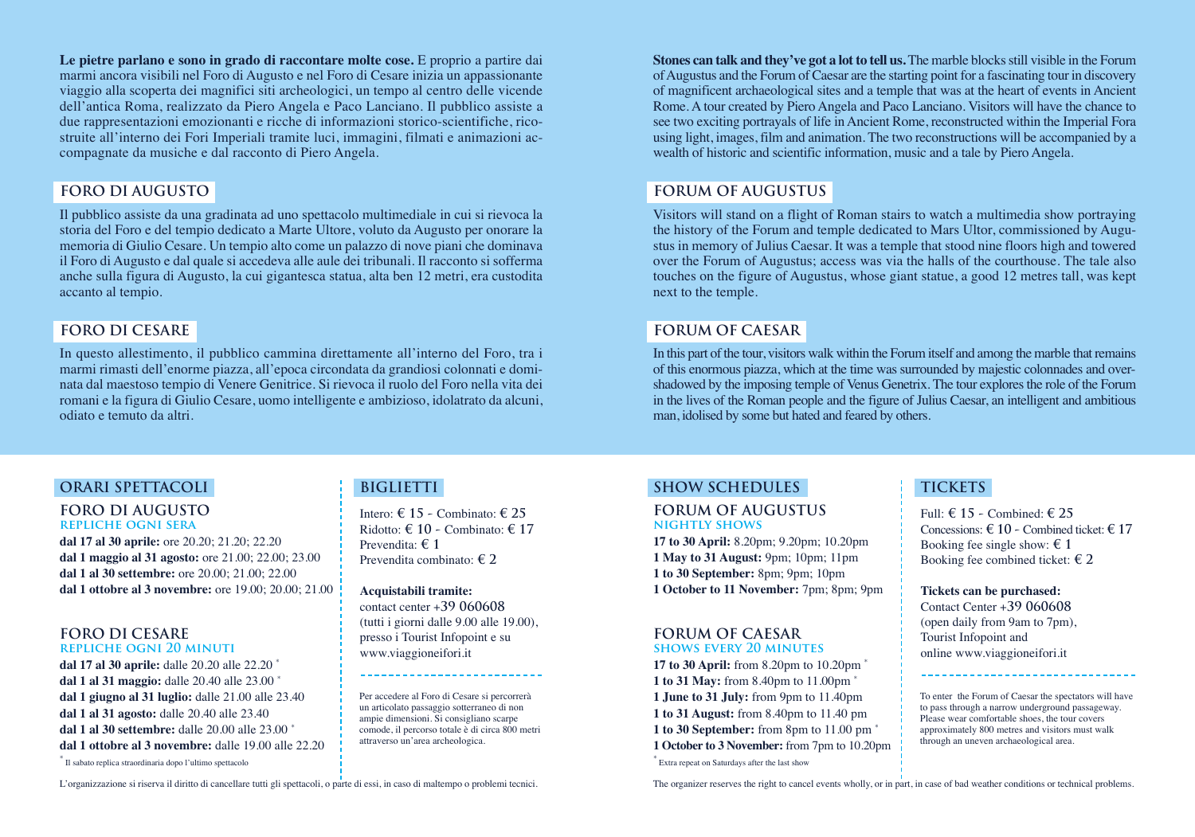**Le pietre parlano e sono in grado di raccontare molte cose.** E proprio a partire dai marmi ancora visibili nel Foro di Augusto e nel Foro di Cesare inizia un appassionante viaggio alla scoperta dei magnifici siti archeologici, un tempo al centro delle vicende dell'antica Roma, realizzato da Piero Angela e Paco Lanciano. Il pubblico assiste a due rappresentazioni emozionanti e ricche di informazioni storico-scientifiche, ricostruite all'interno dei Fori Imperiali tramite luci, immagini, filmati e animazioni accompagnate da musiche e dal racconto di Piero Angela.

## FORO DI AUGUSTO

Il pubblico assiste da una gradinata ad uno spettacolo multimediale in cui si rievoca la storia del Foro e del tempio dedicato a Marte Ultore, voluto da Augusto per onorare la memoria di Giulio Cesare. Un tempio alto come un palazzo di nove piani che dominava il Foro di Augusto e dal quale si accedeva alle aule dei tribunali. Il racconto si sofferma anche sulla figura di Augusto, la cui gigantesca statua, alta ben 12 metri, era custodita accanto al tempio.

## FORO DI CESARE

In questo allestimento, il pubblico cammina direttamente all'interno del Foro, tra i marmi rimasti dell'enorme piazza, all'epoca circondata da grandiosi colonnati e dominata dal maestoso tempio di Venere Genitrice. Si rievoca il ruolo del Foro nella vita dei romani e la figura di Giulio Cesare, uomo intelligente e ambizioso, idolatrato da alcuni, odiato e temuto da altri.

## ORARI SPETTACOLI

### FORO DI AUGUSTO
**REPLICHE OGNI SERA**

**dal 17 al 30 aprile:** ore 20.20; 21.20; 22.20
**dal 1 maggio al 31 agosto:** ore 21.00; 22.00; 23.00
**dal 1 al 30 settembre:** ore 20.00; 21.00; 22.00
**dal 1 ottobre al 3 novembre:** ore 19.00; 20.00; 21.00

### FORO DI CESARE
**REPLICHE OGNI 20 MINUTI**

**dal 17 al 30 aprile:** dalle 20.20 alle 22.20 *
**dal 1 al 31 maggio:** dalle 20.40 alle 23.00 *
**dal 1 giugno al 31 luglio:** dalle 21.00 alle 23.40
**dal 1 al 31 agosto:** dalle 20.40 alle 23.40
**dal 1 al 30 settembre:** dalle 20.00 alle 23.00 *
**dal 1 ottobre al 3 novembre:** dalle 19.00 alle 22.20

* Il sabato replica straordinaria dopo l'ultimo spettacolo

## BIGLIETTI

Intero: € 15 - Combinato: € 25
Ridotto: € 10 - Combinato: € 17
Prevendita: € 1
Prevendita combinato: € 2

**Acquistabili tramite:**
contact center +39 060608
(tutti i giorni dalle 9.00 alle 19.00), presso i Tourist Infopoint e su www.viaggioneifori.it

Per accedere al Foro di Cesare si percorrerà un articolato passaggio sotterraneo di non ampie dimensioni. Si consigliano scarpe comode, il percorso totale è di circa 800 metri attraverso un'area archeologica.

L'organizzazione si riserva il diritto di cancellare tutti gli spettacoli, o parte di essi, in caso di maltempo o problemi tecnici.

**Stones can talk and they've got a lot to tell us.** The marble blocks still visible in the Forum of Augustus and the Forum of Caesar are the starting point for a fascinating tour in discovery of magnificent archaeological sites and a temple that was at the heart of events in Ancient Rome. A tour created by Piero Angela and Paco Lanciano. Visitors will have the chance to see two exciting portrayals of life in Ancient Rome, reconstructed within the Imperial Fora using light, images, film and animation. The two reconstructions will be accompanied by a wealth of historic and scientific information, music and a tale by Piero Angela.

## FORUM OF AUGUSTUS

Visitors will stand on a flight of Roman stairs to watch a multimedia show portraying the history of the Forum and temple dedicated to Mars Ultor, commissioned by Augustus in memory of Julius Caesar. It was a temple that stood nine floors high and towered over the Forum of Augustus; access was via the halls of the courthouse. The tale also touches on the figure of Augustus, whose giant statue, a good 12 metres tall, was kept next to the temple.

## FORUM OF CAESAR

In this part of the tour, visitors walk within the Forum itself and among the marble that remains of this enormous piazza, which at the time was surrounded by majestic colonnades and overshadowed by the imposing temple of Venus Genetrix. The tour explores the role of the Forum in the lives of the Roman people and the figure of Julius Caesar, an intelligent and ambitious man, idolised by some but hated and feared by others.

## SHOW SCHEDULES

### FORUM OF AUGUSTUS
**NIGHTLY SHOWS**

**17 to 30 April:** 8.20pm; 9.20pm; 10.20pm
**1 May to 31 August:** 9pm; 10pm; 11pm
**1 to 30 September:** 8pm; 9pm; 10pm
**1 October to 11 November:** 7pm; 8pm; 9pm

### FORUM OF CAESAR
**SHOWS EVERY 20 MINUTES**

**17 to 30 April:** from 8.20pm to 10.20pm *
**1 to 31 May:** from 8.40pm to 11.00pm *
**1 June to 31 July:** from 9pm to 11.40pm
**1 to 31 August:** from 8.40pm to 11.40 pm
**1 to 30 September:** from 8pm to 11.00 pm *
**1 October to 3 November:** from 7pm to 10.20pm

* Extra repeat on Saturdays after the last show

## TICKETS

Full: € 15 - Combined: € 25
Concessions: € 10 - Combined ticket: € 17
Booking fee single show: € 1
Booking fee combined ticket: € 2

**Tickets can be purchased:**
Contact Center +39 060608
(open daily from 9am to 7pm), Tourist Infopoint and online www.viaggioneifori.it

To enter the Forum of Caesar the spectators will have to pass through a narrow underground passageway. Please wear comfortable shoes, the tour covers approximately 800 metres and visitors must walk through an uneven archaeological area.

The organizer reserves the right to cancel events wholly, or in part, in case of bad weather conditions or technical problems.